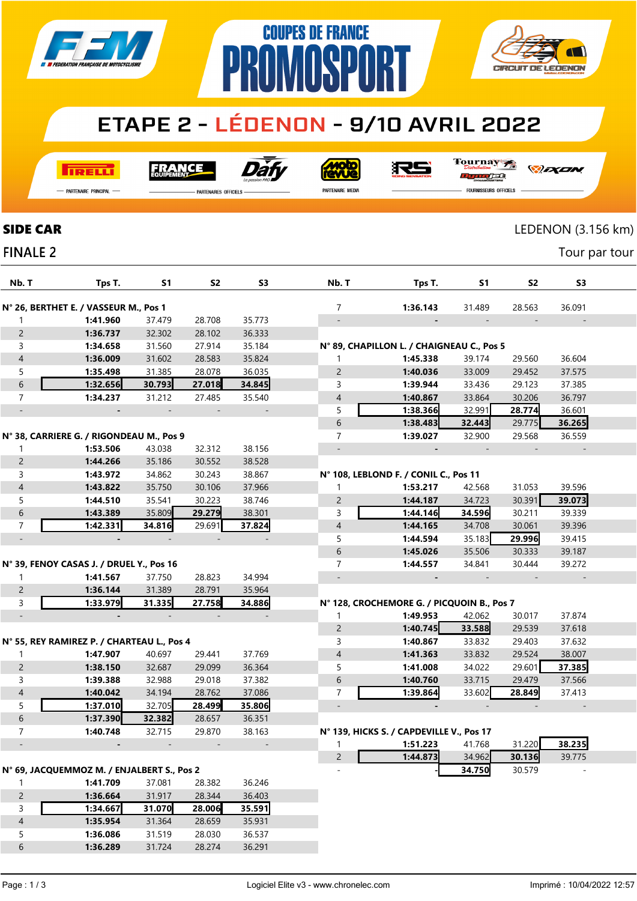# COUPES DE FRANCE PROMOSPORT

## ETAPE 2 - LÉDENON - 9/10 AVRIL 2022

PARTENAIRE PRINCIPAL — PARTENAIRES OFFICIELS — PARTENAIRE MEDIA — FOURNISSEURS OFFICIELS

## SIDE CAR

LEDENON (3.156 km)

## FINALE 2

Tour par tour

| Nb. T | Tps T. | S1 | S2 | S3 |
|---|---|---|---|---|
| **N° 26, BERTHET E. / VASSEUR M., Pos 1** | | | | |
| 1 | **1:41.960** | 37.479 | 28.708 | 35.773 |
| 2 | **1:36.737** | 32.302 | 28.102 | 36.333 |
| 3 | **1:34.658** | 31.560 | 27.914 | 35.184 |
| 4 | **1:36.009** | 31.602 | 28.583 | 35.824 |
| 5 | **1:35.498** | 31.385 | 28.078 | 36.035 |
| 6 | **1:32.656** | **30.793** | **27.018** | **34.845** |
| 7 | **1:34.237** | 31.212 | 27.485 | 35.540 |
| - | - | - | - | - |
| **N° 38, CARRIERE G. / RIGONDEAU M., Pos 9** | | | | |
| 1 | **1:53.506** | 43.038 | 32.312 | 38.156 |
| 2 | **1:44.266** | 35.186 | 30.552 | 38.528 |
| 3 | **1:43.972** | 34.862 | 30.243 | 38.867 |
| 4 | **1:43.822** | 35.750 | 30.106 | 37.966 |
| 5 | **1:44.510** | 35.541 | 30.223 | 38.746 |
| 6 | **1:43.389** | 35.809 | **29.279** | 38.301 |
| 7 | **1:42.331** | **34.816** | 29.691 | **37.824** |
| - | - | - | - | - |
| **N° 39, FENOY CASAS J. / DRUEL Y., Pos 16** | | | | |
| 1 | **1:41.567** | 37.750 | 28.823 | 34.994 |
| 2 | **1:36.144** | 31.389 | 28.791 | 35.964 |
| 3 | **1:33.979** | **31.335** | **27.758** | **34.886** |
| - | - | - | - | - |
| **N° 55, REY RAMIREZ P. / CHARTEAU L., Pos 4** | | | | |
| 1 | **1:47.907** | 40.697 | 29.441 | 37.769 |
| 2 | **1:38.150** | 32.687 | 29.099 | 36.364 |
| 3 | **1:39.388** | 32.988 | 29.018 | 37.382 |
| 4 | **1:40.042** | 34.194 | 28.762 | 37.086 |
| 5 | **1:37.010** | 32.705 | **28.499** | **35.806** |
| 6 | **1:37.390** | **32.382** | 28.657 | 36.351 |
| 7 | **1:40.748** | 32.715 | 29.870 | 38.163 |
| - | - | - | - | - |
| **N° 69, JACQUEMMOZ M. / ENJALBERT S., Pos 2** | | | | |
| 1 | **1:41.709** | 37.081 | 28.382 | 36.246 |
| 2 | **1:36.664** | 31.917 | 28.344 | 36.403 |
| 3 | **1:34.667** | **31.070** | **28.006** | **35.591** |
| 4 | **1:35.954** | 31.364 | 28.659 | 35.931 |
| 5 | **1:36.086** | 31.519 | 28.030 | 36.537 |
| 6 | **1:36.289** | 31.724 | 28.274 | 36.291 |
| 7 | **1:36.143** | 31.489 | 28.563 | 36.091 |
| - | - | - | - | - |
| **N° 89, CHAPILLON L. / CHAIGNEAU C., Pos 5** | | | | |
| 1 | **1:45.338** | 39.174 | 29.560 | 36.604 |
| 2 | **1:40.036** | 33.009 | 29.452 | 37.575 |
| 3 | **1:39.944** | 33.436 | 29.123 | 37.385 |
| 4 | **1:40.867** | 33.864 | 30.206 | 36.797 |
| 5 | **1:38.366** | 32.991 | **28.774** | 36.601 |
| 6 | **1:38.483** | **32.443** | 29.775 | **36.265** |
| 7 | **1:39.027** | 32.900 | 29.568 | 36.559 |
| - | - | - | - | - |
| **N° 108, LEBLOND F. / CONIL C., Pos 11** | | | | |
| 1 | **1:53.217** | 42.568 | 31.053 | 39.596 |
| 2 | **1:44.187** | 34.723 | 30.391 | **39.073** |
| 3 | **1:44.146** | **34.596** | 30.211 | 39.339 |
| 4 | **1:44.165** | 34.708 | 30.061 | 39.396 |
| 5 | **1:44.594** | 35.183 | **29.996** | 39.415 |
| 6 | **1:45.026** | 35.506 | 30.333 | 39.187 |
| 7 | **1:44.557** | 34.841 | 30.444 | 39.272 |
| - | - | - | - | - |
| **N° 128, CROCHEMORE G. / PICQUOIN B., Pos 7** | | | | |
| 1 | **1:49.953** | 42.062 | 30.017 | 37.874 |
| 2 | **1:40.745** | **33.588** | 29.539 | 37.618 |
| 3 | **1:40.867** | 33.832 | 29.403 | 37.632 |
| 4 | **1:41.363** | 33.832 | 29.524 | 38.007 |
| 5 | **1:41.008** | 34.022 | 29.601 | **37.385** |
| 6 | **1:40.760** | 33.715 | 29.479 | 37.566 |
| 7 | **1:39.864** | 33.602 | **28.849** | 37.413 |
| - | - | - | - | - |
| **N° 139, HICKS S. / CAPDEVILLE V., Pos 17** | | | | |
| 1 | **1:51.223** | 41.768 | 31.220 | **38.235** |
| 2 | **1:44.873** | 34.962 | **30.136** | 39.775 |
| - | - | **34.750** | 30.579 | - |

Logiciel Elite v3 - www.chronelec.com — Imprimé : 10/04/2022 12:57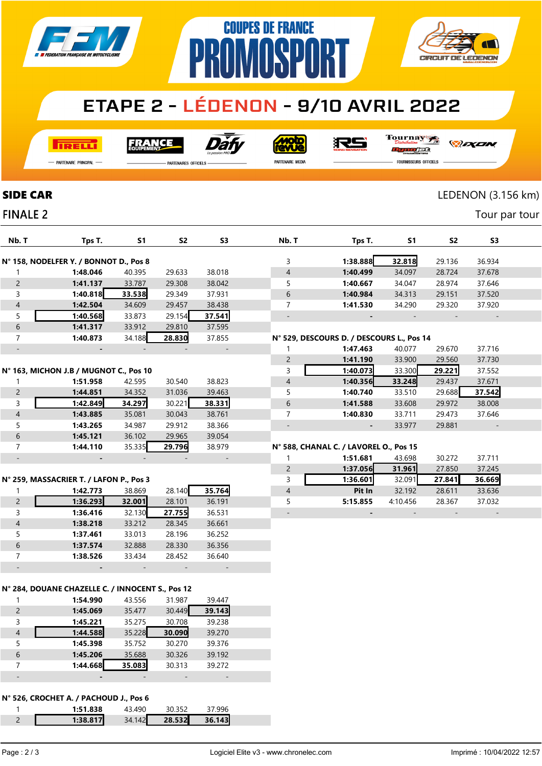COUPES DE FRANCE PROMOSPORT

# ETAPE 2 - LÉDENON - 9/10 AVRIL 2022

PARTENAIRE PRINCIPAL — PARTENAIRES OFFICIELS — PARTENAIRE MEDIA — FOURNISSEURS OFFICIELS

## SIDE CAR

LEDENON (3.156 km)

## FINALE 2

Tour par tour

| Nb. T | Tps T. | S1 | S2 | S3 |
|---|---|---|---|---|
| **N° 158, NODELFER Y. / BONNOT D., Pos 8** | | | | |
| 1 | **1:48.046** | 40.395 | 29.633 | 38.018 |
| 2 | **1:41.137** | 33.787 | 29.308 | 38.042 |
| 3 | **1:40.818** | **33.538** | 29.349 | 37.931 |
| 4 | **1:42.504** | 34.609 | 29.457 | 38.438 |
| 5 | **1:40.568** | 33.873 | 29.154 | **37.541** |
| 6 | **1:41.317** | 33.912 | 29.810 | 37.595 |
| 7 | **1:40.873** | 34.188 | **28.830** | 37.855 |
| - | - | - | - | - |
| **N° 163, MICHON J.B / MUGNOT C., Pos 10** | | | | |
| 1 | **1:51.958** | 42.595 | 30.540 | 38.823 |
| 2 | **1:44.851** | 34.352 | 31.036 | 39.463 |
| 3 | **1:42.849** | **34.297** | 30.221 | **38.331** |
| 4 | **1:43.885** | 35.081 | 30.043 | 38.761 |
| 5 | **1:43.265** | 34.987 | 29.912 | 38.366 |
| 6 | **1:45.121** | 36.102 | 29.965 | 39.054 |
| 7 | **1:44.110** | 35.335 | **29.796** | 38.979 |
| - | - | - | - | - |
| **N° 259, MASSACRIER T. / LAFON P., Pos 3** | | | | |
| 1 | **1:42.773** | 38.869 | 28.140 | **35.764** |
| 2 | **1:36.293** | **32.001** | 28.101 | 36.191 |
| 3 | **1:36.416** | 32.130 | **27.755** | 36.531 |
| 4 | **1:38.218** | 33.212 | 28.345 | 36.661 |
| 5 | **1:37.461** | 33.013 | 28.196 | 36.252 |
| 6 | **1:37.574** | 32.888 | 28.330 | 36.356 |
| 7 | **1:38.526** | 33.434 | 28.452 | 36.640 |
| - | - | - | - | - |
| **N° 284, DOUANE CHAZELLE C. / INNOCENT S., Pos 12** | | | | |
| 1 | **1:54.990** | 43.556 | 31.987 | 39.447 |
| 2 | **1:45.069** | 35.477 | 30.449 | **39.143** |
| 3 | **1:45.221** | 35.275 | 30.708 | 39.238 |
| 4 | **1:44.588** | 35.228 | **30.090** | 39.270 |
| 5 | **1:45.398** | 35.752 | 30.270 | 39.376 |
| 6 | **1:45.206** | 35.688 | 30.326 | 39.192 |
| 7 | **1:44.668** | **35.083** | 30.313 | 39.272 |
| - | - | - | - | - |
| **N° 526, CROCHET A. / PACHOUD J., Pos 6** | | | | |
| 1 | **1:51.838** | 43.490 | 30.352 | 37.996 |
| 2 | **1:38.817** | 34.142 | **28.532** | **36.143** |
| 3 | **1:38.888** | **32.818** | 29.136 | 36.934 |
| 4 | **1:40.499** | 34.097 | 28.724 | 37.678 |
| 5 | **1:40.667** | 34.047 | 28.974 | 37.646 |
| 6 | **1:40.984** | 34.313 | 29.151 | 37.520 |
| 7 | **1:41.530** | 34.290 | 29.320 | 37.920 |
| - | - | - | - | - |
| **N° 529, DESCOURS D. / DESCOURS L., Pos 14** | | | | |
| 1 | **1:47.463** | 40.077 | 29.670 | 37.716 |
| 2 | **1:41.190** | 33.900 | 29.560 | 37.730 |
| 3 | **1:40.073** | 33.300 | **29.221** | 37.552 |
| 4 | **1:40.356** | **33.248** | 29.437 | 37.671 |
| 5 | **1:40.740** | 33.510 | 29.688 | **37.542** |
| 6 | **1:41.588** | 33.608 | 29.972 | 38.008 |
| 7 | **1:40.830** | 33.711 | 29.473 | 37.646 |
| - | - | 33.977 | 29.881 | - |
| **N° 588, CHANAL C. / LAVOREL O., Pos 15** | | | | |
| 1 | **1:51.681** | 43.698 | 30.272 | 37.711 |
| 2 | **1:37.056** | **31.961** | 27.850 | 37.245 |
| 3 | **1:36.601** | 32.091 | **27.841** | **36.669** |
| 4 | **Pit In** | 32.192 | 28.611 | 33.636 |
| 5 | **5:15.855** | 4:10.456 | 28.367 | 37.032 |
| - | - | - | - | - |

Logiciel Elite v3 - www.chronelec.com

Imprimé : 10/04/2022 12:57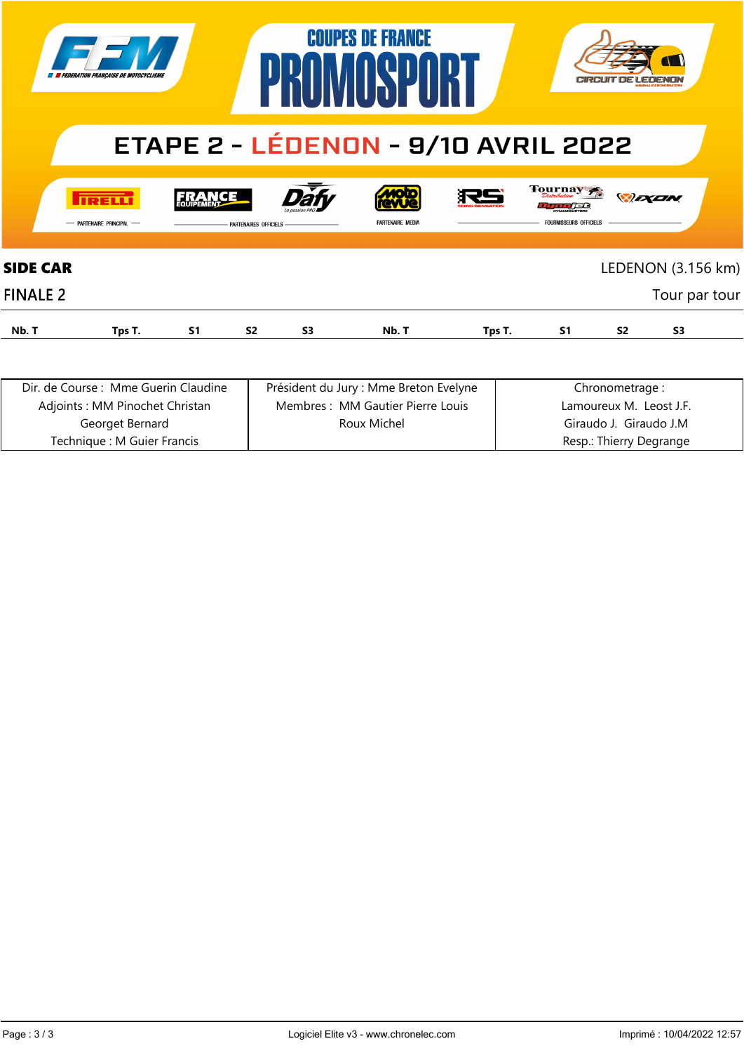# ETAPE 2 - LÉDENON - 9/10 AVRIL 2022

COUPES DE FRANCE PROMOSPORT

## SIDE CAR

LEDENON (3.156 km)

### FINALE 2

Tour par tour

| Nb. T | Tps T. | S1 | S2 | S3 | Nb. T | Tps T. | S1 | S2 | S3 |
|---|---|---|---|---|---|---|---|---|---|

| | | |
|---|---|---|
| Dir. de Course : Mme Guerin Claudine<br>Adjoints : MM Pinochet Christan<br>Georget Bernard<br>Technique : M Guier Francis | Président du Jury : Mme Breton Evelyne<br>Membres : MM Gautier Pierre Louis<br>Roux Michel | Chronometrage :<br>Lamoureux M. Leost J.F.<br>Giraudo J. Giraudo J.M<br>Resp.: Thierry Degrange |

Logiciel Elite v3 - www.chronelec.com

Imprimé : 10/04/2022 12:57